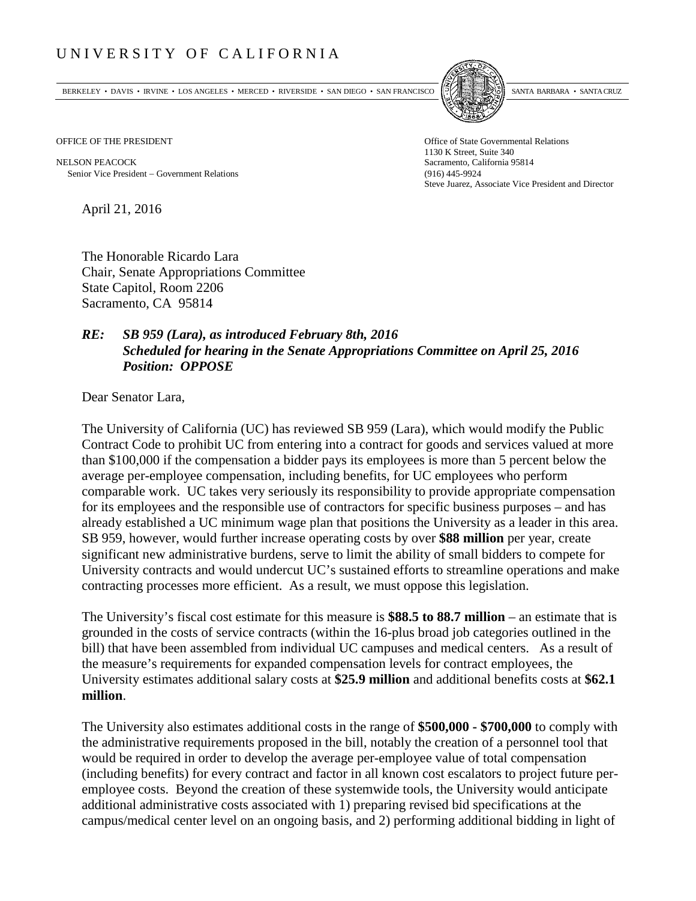# UNIVERSITY OF CALIFORNIA

BERKELEY • DAVIS • IRVINE • LOS ANGELES • MERCED • RIVERSIDE • SAN DIEGO • SAN FRANCISCO SANTA BARBARA • SANTA CRUZ

OFFICE OF THE PRESIDENT

NELSON PEACOCK
Senior Vice President – Government Relations

Office of State Governmental Relations
1130 K Street, Suite 340
Sacramento, California 95814
(916) 445-9924
Steve Juarez, Associate Vice President and Director

April 21, 2016

The Honorable Ricardo Lara
Chair, Senate Appropriations Committee
State Capitol, Room 2206
Sacramento, CA 95814

***RE: SB 959 (Lara), as introduced February 8th, 2016***
***Scheduled for hearing in the Senate Appropriations Committee on April 25, 2016***
***Position: OPPOSE***

Dear Senator Lara,

The University of California (UC) has reviewed SB 959 (Lara), which would modify the Public Contract Code to prohibit UC from entering into a contract for goods and services valued at more than $100,000 if the compensation a bidder pays its employees is more than 5 percent below the average per-employee compensation, including benefits, for UC employees who perform comparable work. UC takes very seriously its responsibility to provide appropriate compensation for its employees and the responsible use of contractors for specific business purposes – and has already established a UC minimum wage plan that positions the University as a leader in this area. SB 959, however, would further increase operating costs by over **$88 million** per year, create significant new administrative burdens, serve to limit the ability of small bidders to compete for University contracts and would undercut UC's sustained efforts to streamline operations and make contracting processes more efficient. As a result, we must oppose this legislation.

The University's fiscal cost estimate for this measure is **$88.5 to 88.7 million** – an estimate that is grounded in the costs of service contracts (within the 16-plus broad job categories outlined in the bill) that have been assembled from individual UC campuses and medical centers. As a result of the measure's requirements for expanded compensation levels for contract employees, the University estimates additional salary costs at **$25.9 million** and additional benefits costs at **$62.1 million**.

The University also estimates additional costs in the range of **$500,000 - $700,000** to comply with the administrative requirements proposed in the bill, notably the creation of a personnel tool that would be required in order to develop the average per-employee value of total compensation (including benefits) for every contract and factor in all known cost escalators to project future per-employee costs. Beyond the creation of these systemwide tools, the University would anticipate additional administrative costs associated with 1) preparing revised bid specifications at the campus/medical center level on an ongoing basis, and 2) performing additional bidding in light of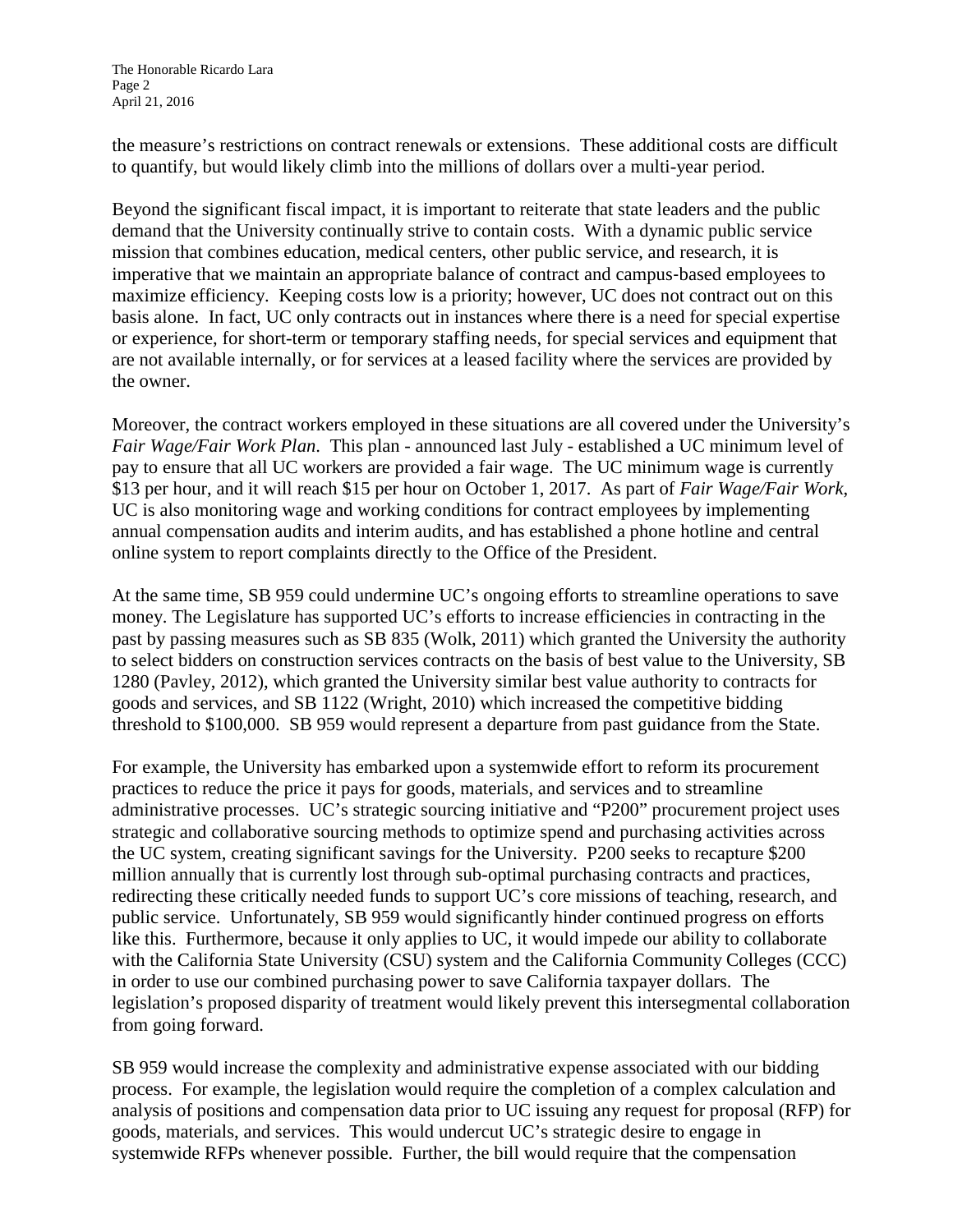the measure's restrictions on contract renewals or extensions. These additional costs are difficult to quantify, but would likely climb into the millions of dollars over a multi-year period.

Beyond the significant fiscal impact, it is important to reiterate that state leaders and the public demand that the University continually strive to contain costs. With a dynamic public service mission that combines education, medical centers, other public service, and research, it is imperative that we maintain an appropriate balance of contract and campus-based employees to maximize efficiency. Keeping costs low is a priority; however, UC does not contract out on this basis alone. In fact, UC only contracts out in instances where there is a need for special expertise or experience, for short-term or temporary staffing needs, for special services and equipment that are not available internally, or for services at a leased facility where the services are provided by the owner.

Moreover, the contract workers employed in these situations are all covered under the University's *Fair Wage/Fair Work Plan*. This plan - announced last July - established a UC minimum level of pay to ensure that all UC workers are provided a fair wage. The UC minimum wage is currently $13 per hour, and it will reach $15 per hour on October 1, 2017. As part of *Fair Wage/Fair Work*, UC is also monitoring wage and working conditions for contract employees by implementing annual compensation audits and interim audits, and has established a phone hotline and central online system to report complaints directly to the Office of the President.

At the same time, SB 959 could undermine UC's ongoing efforts to streamline operations to save money. The Legislature has supported UC's efforts to increase efficiencies in contracting in the past by passing measures such as SB 835 (Wolk, 2011) which granted the University the authority to select bidders on construction services contracts on the basis of best value to the University, SB 1280 (Pavley, 2012), which granted the University similar best value authority to contracts for goods and services, and SB 1122 (Wright, 2010) which increased the competitive bidding threshold to $100,000. SB 959 would represent a departure from past guidance from the State.

For example, the University has embarked upon a systemwide effort to reform its procurement practices to reduce the price it pays for goods, materials, and services and to streamline administrative processes. UC's strategic sourcing initiative and "P200" procurement project uses strategic and collaborative sourcing methods to optimize spend and purchasing activities across the UC system, creating significant savings for the University. P200 seeks to recapture $200 million annually that is currently lost through sub-optimal purchasing contracts and practices, redirecting these critically needed funds to support UC's core missions of teaching, research, and public service. Unfortunately, SB 959 would significantly hinder continued progress on efforts like this. Furthermore, because it only applies to UC, it would impede our ability to collaborate with the California State University (CSU) system and the California Community Colleges (CCC) in order to use our combined purchasing power to save California taxpayer dollars. The legislation's proposed disparity of treatment would likely prevent this intersegmental collaboration from going forward.

SB 959 would increase the complexity and administrative expense associated with our bidding process. For example, the legislation would require the completion of a complex calculation and analysis of positions and compensation data prior to UC issuing any request for proposal (RFP) for goods, materials, and services. This would undercut UC's strategic desire to engage in systemwide RFPs whenever possible. Further, the bill would require that the compensation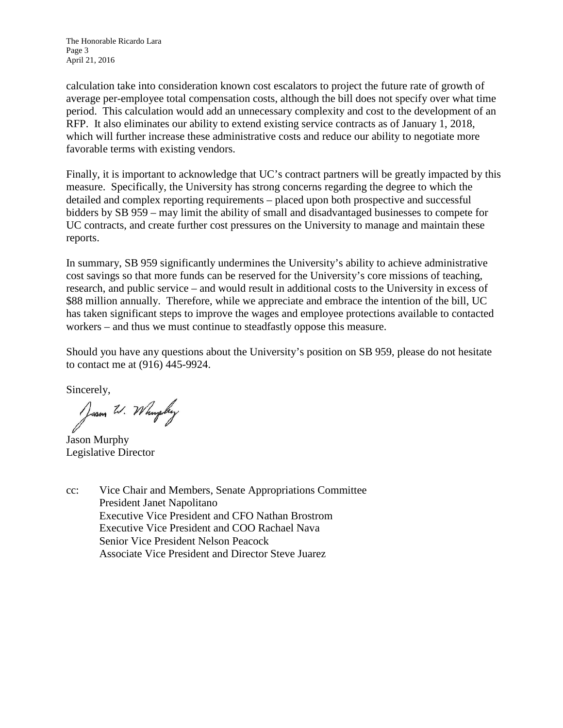calculation take into consideration known cost escalators to project the future rate of growth of average per-employee total compensation costs, although the bill does not specify over what time period. This calculation would add an unnecessary complexity and cost to the development of an RFP. It also eliminates our ability to extend existing service contracts as of January 1, 2018, which will further increase these administrative costs and reduce our ability to negotiate more favorable terms with existing vendors.

Finally, it is important to acknowledge that UC's contract partners will be greatly impacted by this measure. Specifically, the University has strong concerns regarding the degree to which the detailed and complex reporting requirements – placed upon both prospective and successful bidders by SB 959 – may limit the ability of small and disadvantaged businesses to compete for UC contracts, and create further cost pressures on the University to manage and maintain these reports.

In summary, SB 959 significantly undermines the University's ability to achieve administrative cost savings so that more funds can be reserved for the University's core missions of teaching, research, and public service – and would result in additional costs to the University in excess of $88 million annually. Therefore, while we appreciate and embrace the intention of the bill, UC has taken significant steps to improve the wages and employee protections available to contacted workers – and thus we must continue to steadfastly oppose this measure.

Should you have any questions about the University's position on SB 959, please do not hesitate to contact me at (916) 445-9924.

Sincerely,

Jason W. Murphy

Jason Murphy
Legislative Director

cc: Vice Chair and Members, Senate Appropriations Committee
President Janet Napolitano
Executive Vice President and CFO Nathan Brostrom
Executive Vice President and COO Rachael Nava
Senior Vice President Nelson Peacock
Associate Vice President and Director Steve Juarez